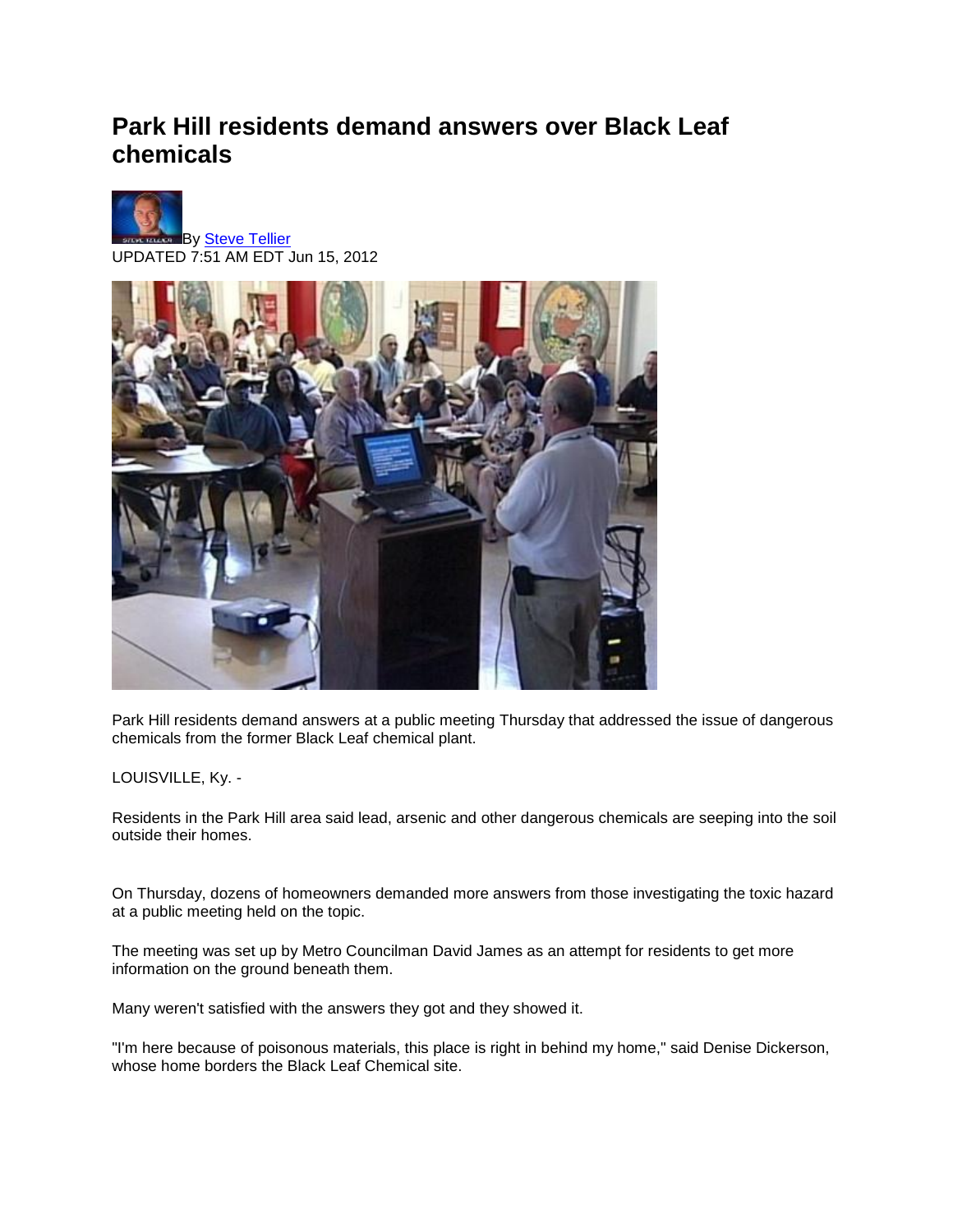# Park Hill residents demand answers over Black Leaf chemicals

By Steve Tellier
UPDATED 7:51 AM EDT Jun 15, 2012

Park Hill residents demand answers at a public meeting Thursday that addressed the issue of dangerous chemicals from the former Black Leaf chemical plant.

LOUISVILLE, Ky. -

Residents in the Park Hill area said lead, arsenic and other dangerous chemicals are seeping into the soil outside their homes.

On Thursday, dozens of homeowners demanded more answers from those investigating the toxic hazard at a public meeting held on the topic.

The meeting was set up by Metro Councilman David James as an attempt for residents to get more information on the ground beneath them.

Many weren't satisfied with the answers they got and they showed it.

"I'm here because of poisonous materials, this place is right in behind my home," said Denise Dickerson, whose home borders the Black Leaf Chemical site.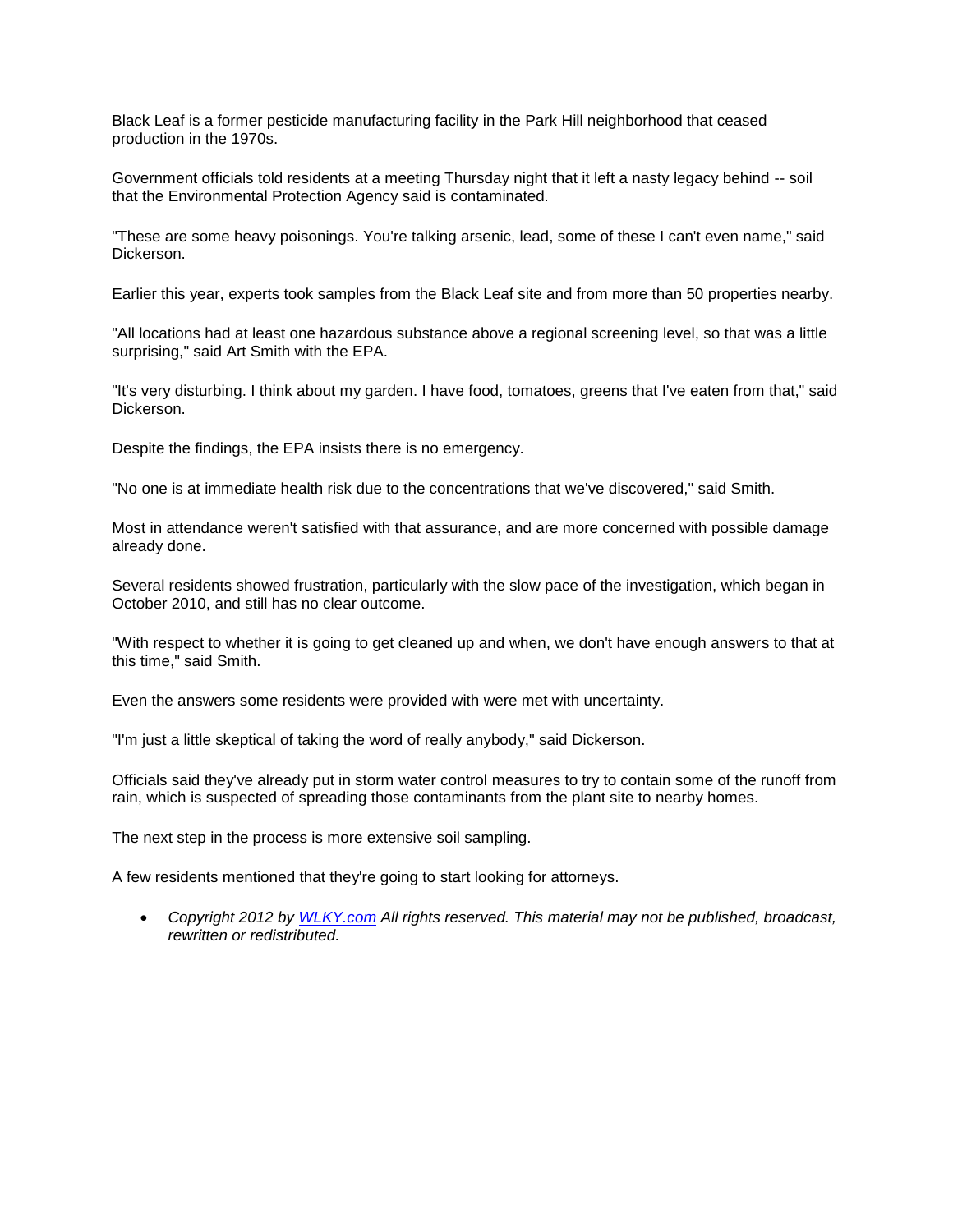Black Leaf is a former pesticide manufacturing facility in the Park Hill neighborhood that ceased production in the 1970s.

Government officials told residents at a meeting Thursday night that it left a nasty legacy behind -- soil that the Environmental Protection Agency said is contaminated.

"These are some heavy poisonings. You're talking arsenic, lead, some of these I can't even name," said Dickerson.

Earlier this year, experts took samples from the Black Leaf site and from more than 50 properties nearby.

"All locations had at least one hazardous substance above a regional screening level, so that was a little surprising," said Art Smith with the EPA.

"It's very disturbing. I think about my garden. I have food, tomatoes, greens that I've eaten from that," said Dickerson.

Despite the findings, the EPA insists there is no emergency.

"No one is at immediate health risk due to the concentrations that we've discovered," said Smith.

Most in attendance weren't satisfied with that assurance, and are more concerned with possible damage already done.

Several residents showed frustration, particularly with the slow pace of the investigation, which began in October 2010, and still has no clear outcome.

"With respect to whether it is going to get cleaned up and when, we don't have enough answers to that at this time," said Smith.

Even the answers some residents were provided with were met with uncertainty.

"I'm just a little skeptical of taking the word of really anybody," said Dickerson.

Officials said they've already put in storm water control measures to try to contain some of the runoff from rain, which is suspected of spreading those contaminants from the plant site to nearby homes.

The next step in the process is more extensive soil sampling.

A few residents mentioned that they're going to start looking for attorneys.

- *Copyright 2012 by [WLKY.com](WLKY.com) All rights reserved. This material may not be published, broadcast, rewritten or redistributed.*